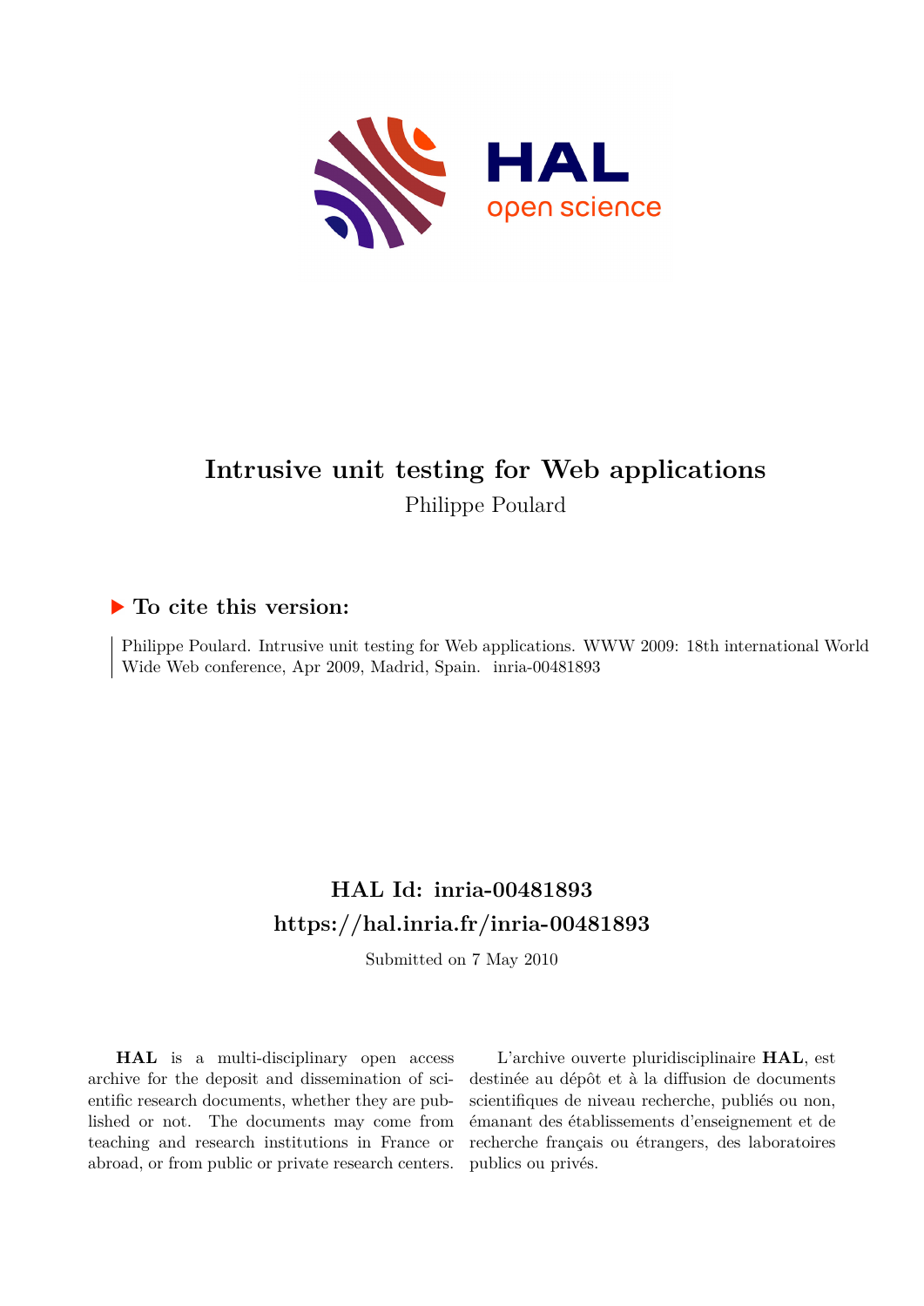# Intrusive unit testing for Web applications

Philippe Poulard

## To cite this version:

Philippe Poulard. Intrusive unit testing for Web applications. WWW 2009: 18th international World Wide Web conference, Apr 2009, Madrid, Spain. inria-00481893

## HAL Id: inria-00481893

## https://hal.inria.fr/inria-00481893

Submitted on 7 May 2010

**HAL** is a multi-disciplinary open access archive for the deposit and dissemination of scientific research documents, whether they are published or not. The documents may come from teaching and research institutions in France or abroad, or from public or private research centers.

L'archive ouverte pluridisciplinaire **HAL**, est destinée au dépôt et à la diffusion de documents scientifiques de niveau recherche, publiés ou non, émanant des établissements d'enseignement et de recherche français ou étrangers, des laboratoires publics ou privés.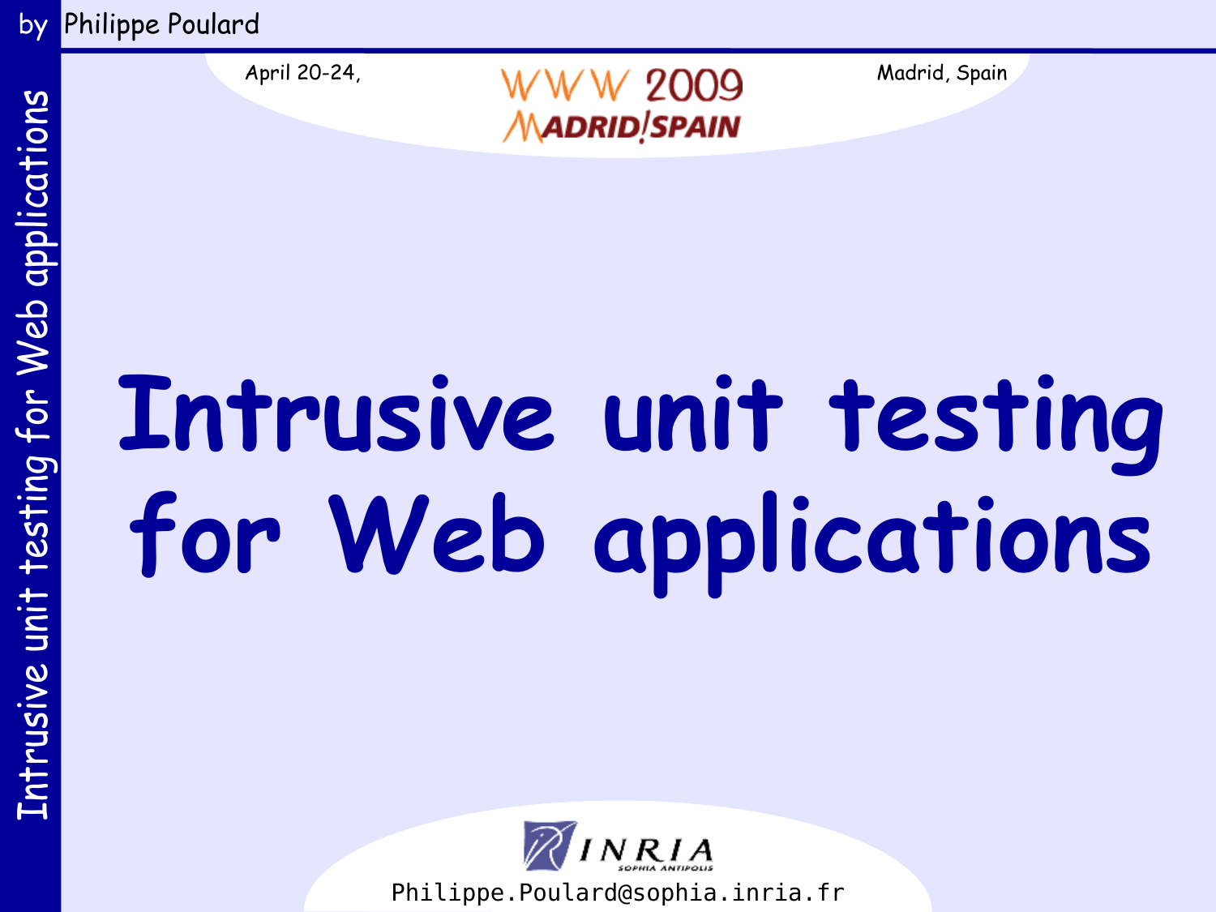April 20-24,

WWW 2009
MADRID!SPAIN

Madrid, Spain

# Intrusive unit testing for Web applications

INRIA
SOPHIA ANTIPOLIS

Philippe.Poulard@sophia.inria.fr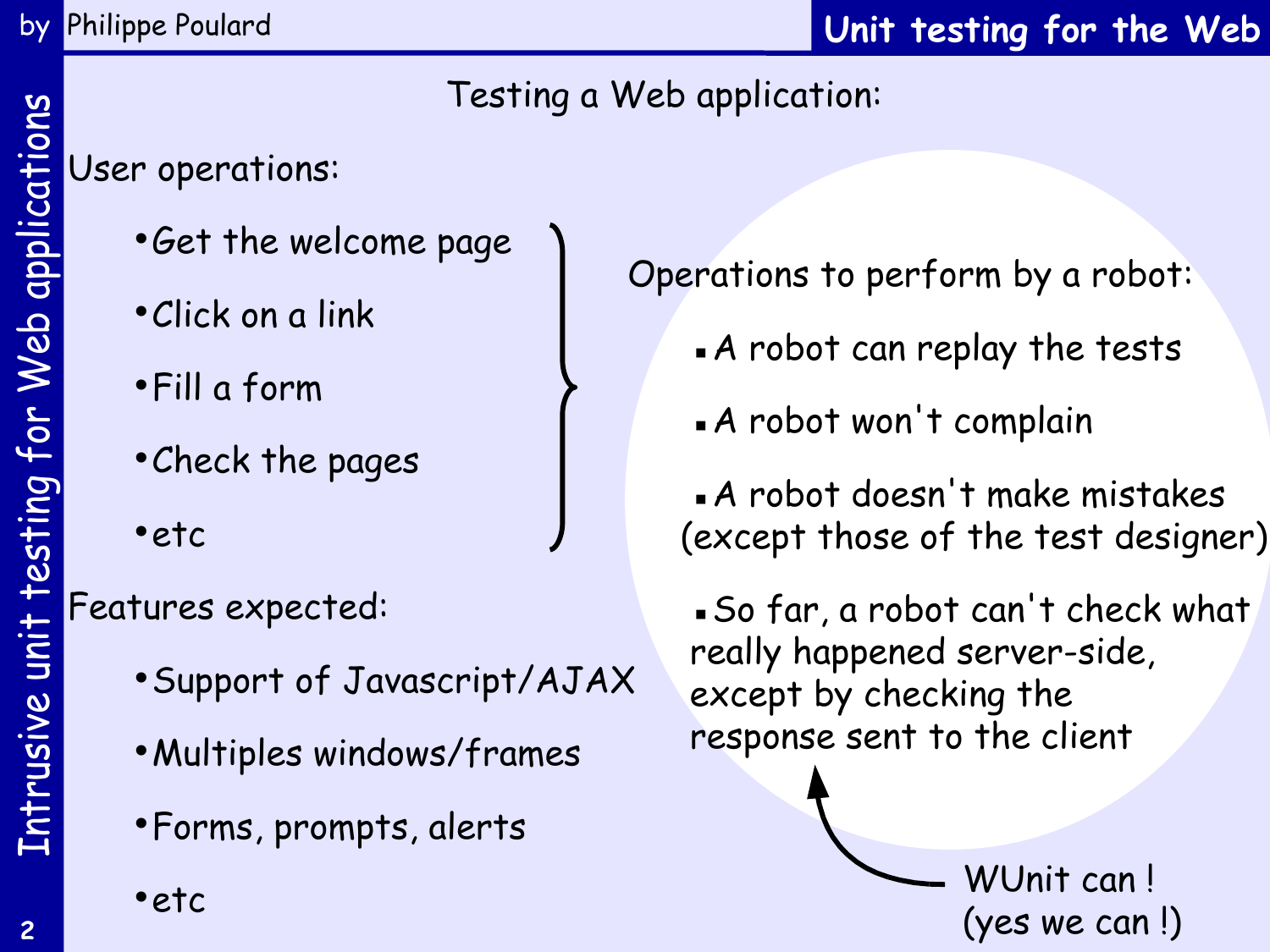## Testing a Web application:

User operations:

- Get the welcome page
- Click on a link
- Fill a form
- Check the pages
- etc

Operations to perform by a robot:

- A robot can replay the tests
- A robot won't complain
- A robot doesn't make mistakes (except those of the test designer)
- So far, a robot can't check what really happened server-side, except by checking the response sent to the client

WUnit can ! (yes we can !)

Features expected:

- Support of Javascript/AJAX
- Multiples windows/frames
- Forms, prompts, alerts
- etc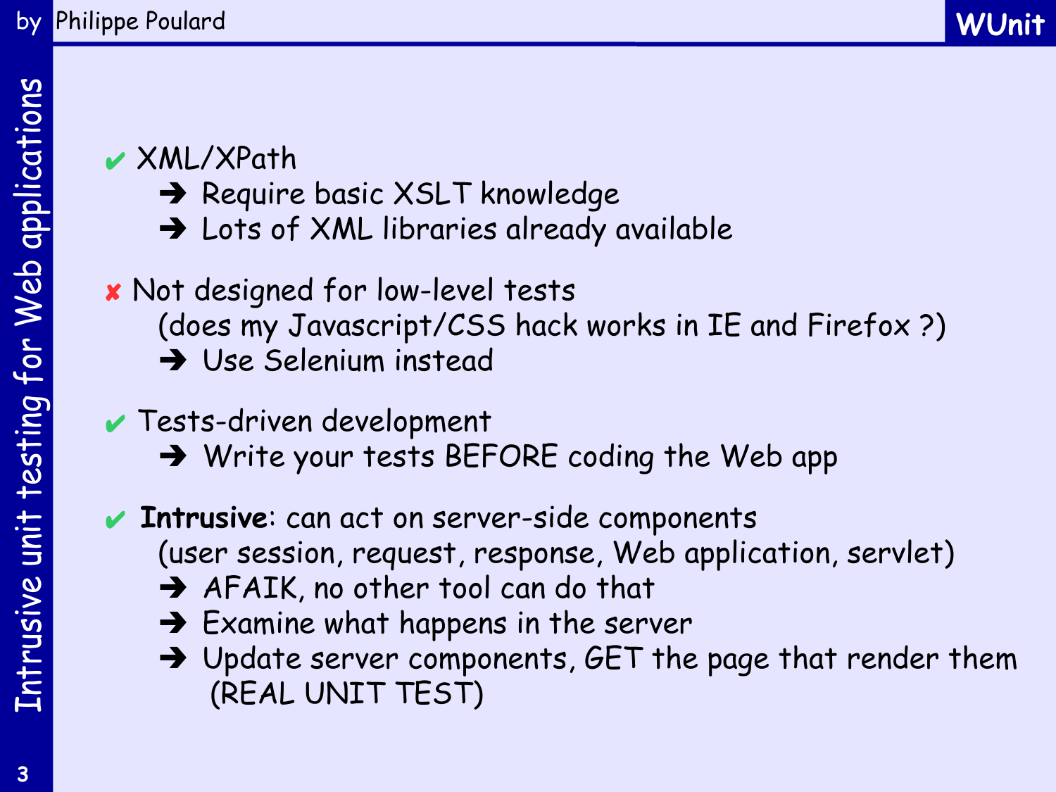- ✔ XML/XPath
  - ➔ Require basic XSLT knowledge
  - ➔ Lots of XML libraries already available

- ✘ Not designed for low-level tests
  (does my Javascript/CSS hack works in IE and Firefox ?)
  - ➔ Use Selenium instead

- ✔ Tests-driven development
  - ➔ Write your tests BEFORE coding the Web app

- ✔ **Intrusive**: can act on server-side components
  (user session, request, response, Web application, servlet)
  - ➔ AFAIK, no other tool can do that
  - ➔ Examine what happens in the server
  - ➔ Update server components, GET the page that render them (REAL UNIT TEST)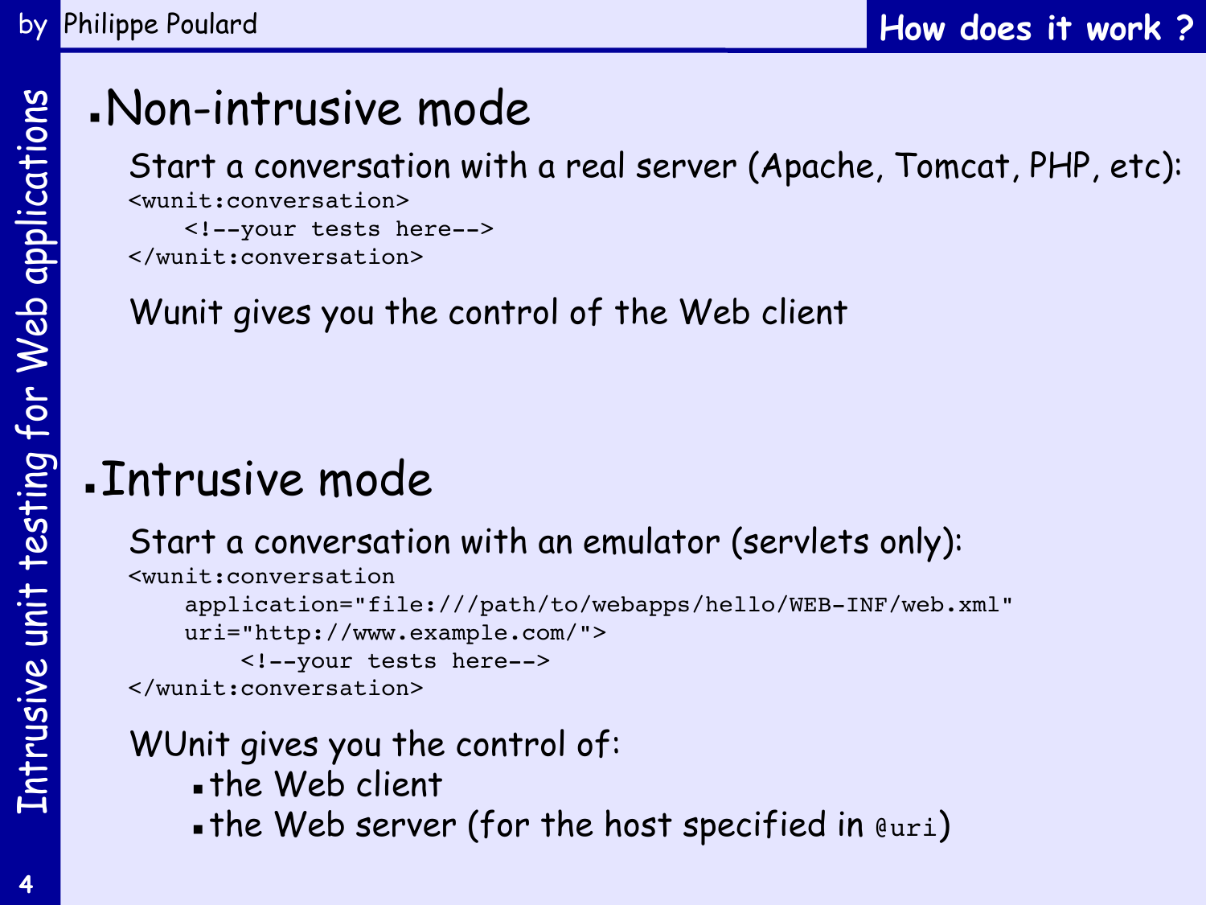# How does it work ?

## Non-intrusive mode

Start a conversation with a real server (Apache, Tomcat, PHP, etc):

```
<wunit:conversation>
    <!--your tests here-->
</wunit:conversation>
```

Wunit gives you the control of the Web client

## Intrusive mode

Start a conversation with an emulator (servlets only):

```
<wunit:conversation
    application="file:///path/to/webapps/hello/WEB-INF/web.xml"
    uri="http://www.example.com/">
        <!--your tests here-->
</wunit:conversation>
```

WUnit gives you the control of:

- the Web client
- the Web server (for the host specified in `@uri`)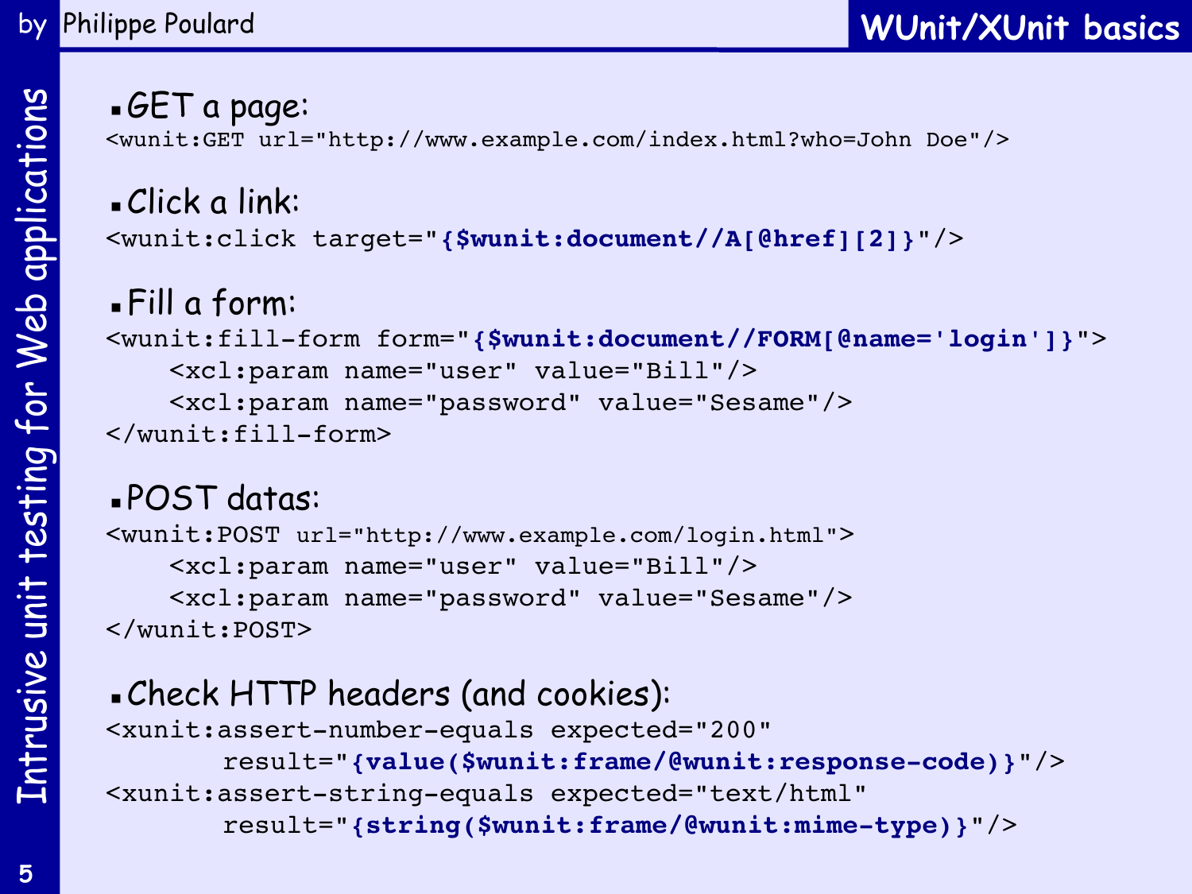## WUnit/XUnit basics

- GET a page:

```
<wunit:GET url="http://www.example.com/index.html?who=John Doe"/>
```

- Click a link:

```
<wunit:click target="{$wunit:document//A[@href][2]}"/>
```

- Fill a form:

```
<wunit:fill-form form="{$wunit:document//FORM[@name='login']}">
    <xcl:param name="user" value="Bill"/>
    <xcl:param name="password" value="Sesame"/>
</wunit:fill-form>
```

- POST datas:

```
<wunit:POST url="http://www.example.com/login.html">
    <xcl:param name="user" value="Bill"/>
    <xcl:param name="password" value="Sesame"/>
</wunit:POST>
```

- Check HTTP headers (and cookies):

```
<xunit:assert-number-equals expected="200"
       result="{value($wunit:frame/@wunit:response-code)}"/>
<xunit:assert-string-equals expected="text/html"
       result="{string($wunit:frame/@wunit:mime-type)}"/>
```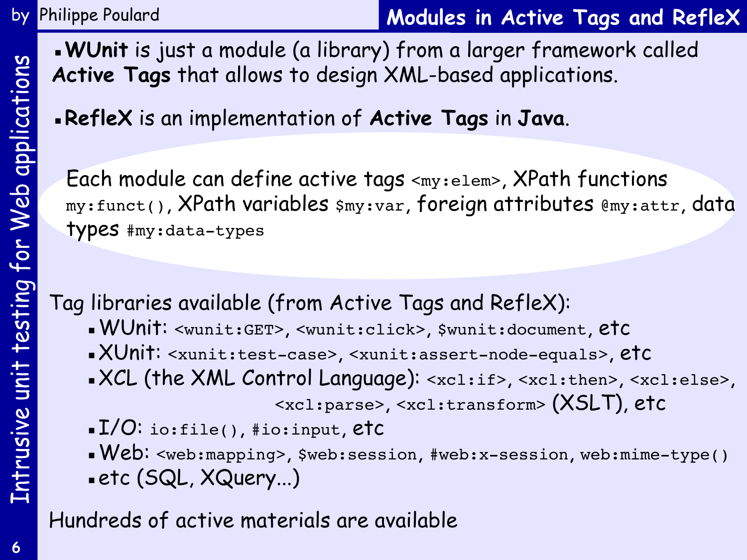# Modules in Active Tags and RefleX

- **WUnit** is just a module (a library) from a larger framework called **Active Tags** that allows to design XML-based applications.
- **RefleX** is an implementation of **Active Tags** in **Java**.

Each module can define active tags `<my:elem>`, XPath functions `my:funct()`, XPath variables `$my:var`, foreign attributes `@my:attr`, data types `#my:data-types`

Tag libraries available (from Active Tags and RefleX):

- WUnit: `<wunit:GET>`, `<wunit:click>`, `$wunit:document`, etc
- XUnit: `<xunit:test-case>`, `<xunit:assert-node-equals>`, etc
- XCL (the XML Control Language): `<xcl:if>`, `<xcl:then>`, `<xcl:else>`, `<xcl:parse>`, `<xcl:transform>` (XSLT), etc
- I/O: `io:file()`, `#io:input`, etc
- Web: `<web:mapping>`, `$web:session`, `#web:x-session`, `web:mime-type()`
- etc (SQL, XQuery...)

Hundreds of active materials are available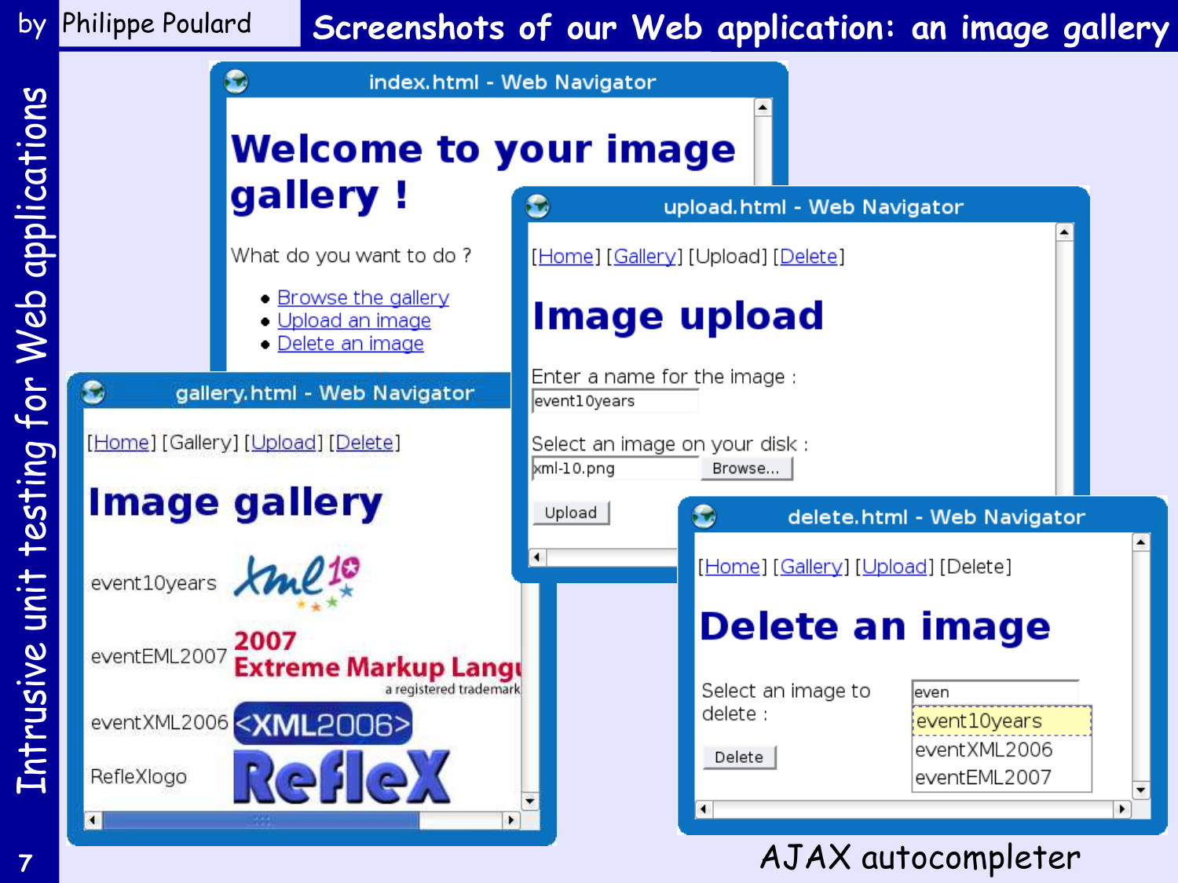# Screenshots of our Web application: an image gallery

**index.html - Web Navigator**

# Welcome to your image gallery !

What do you want to do ?

- Browse the gallery
- Upload an image
- Delete an image

**gallery.html - Web Navigator**

[Home] [Gallery] [Upload] [Delete]

# Image gallery

event10years

eventEML2007

eventXML2006

RefleXlogo

**upload.html - Web Navigator**

[Home] [Gallery] [Upload] [Delete]

# Image upload

Enter a name for the image :

event10years

Select an image on your disk :

xml-10.png Browse...

Upload

**delete.html - Web Navigator**

[Home] [Gallery] [Upload] [Delete]

# Delete an image

Select an image to delete :

even

event10years

eventXML2006

eventEML2007

Delete

AJAX autocompleter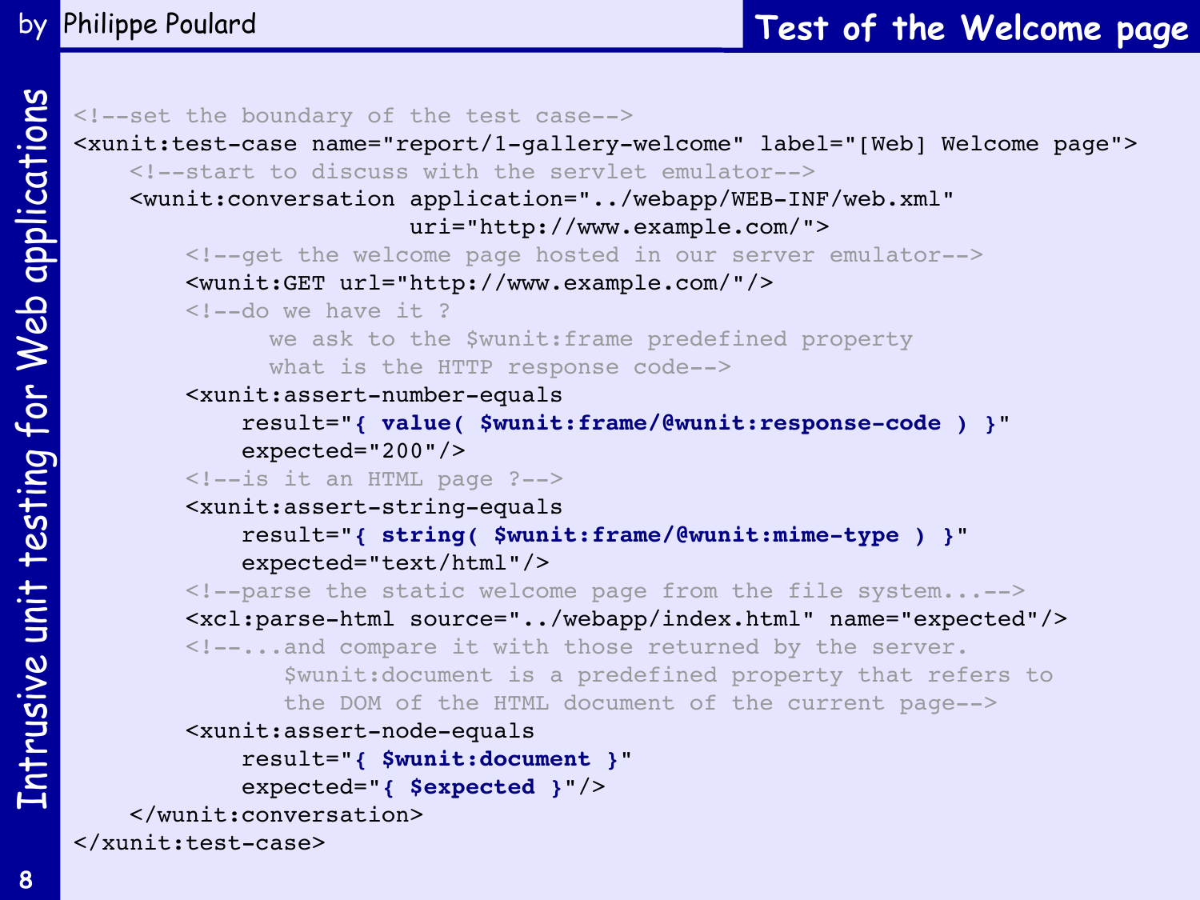# Test of the Welcome page

```xml
<!--set the boundary of the test case-->
<xunit:test-case name="report/1-gallery-welcome" label="[Web] Welcome page">
    <!--start to discuss with the servlet emulator-->
    <wunit:conversation application="../webapp/WEB-INF/web.xml"
                        uri="http://www.example.com/">
        <!--get the welcome page hosted in our server emulator-->
        <wunit:GET url="http://www.example.com/"/>
        <!--do we have it ?
              we ask to the $wunit:frame predefined property
              what is the HTTP response code-->
        <xunit:assert-number-equals
            result="{ value( $wunit:frame/@wunit:response-code ) }"
            expected="200"/>
        <!--is it an HTML page ?-->
        <xunit:assert-string-equals
            result="{ string( $wunit:frame/@wunit:mime-type ) }"
            expected="text/html"/>
        <!--parse the static welcome page from the file system...-->
        <xcl:parse-html source="../webapp/index.html" name="expected"/>
        <!--...and compare it with those returned by the server.
               $wunit:document is a predefined property that refers to
               the DOM of the HTML document of the current page-->
        <xunit:assert-node-equals
            result="{ $wunit:document }"
            expected="{ $expected }"/>
    </wunit:conversation>
</xunit:test-case>
```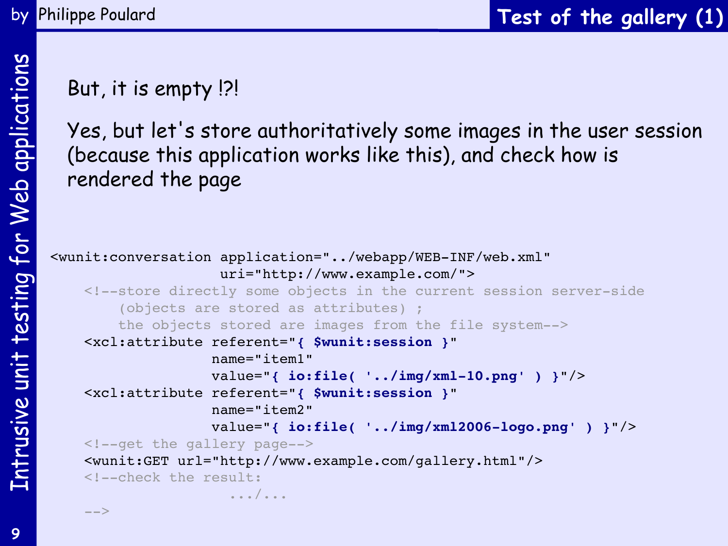# Test of the gallery (1)

But, it is empty !?!

Yes, but let's store authoritatively some images in the user session (because this application works like this), and check how is rendered the page

```
<wunit:conversation application="../webapp/WEB-INF/web.xml"
                    uri="http://www.example.com/">
    <!--store directly some objects in the current session server-side
        (objects are stored as attributes) ;
        the objects stored are images from the file system-->
    <xcl:attribute referent="{ $wunit:session }"
                   name="item1"
                   value="{ io:file( '../img/xml-10.png' ) }"/>
    <xcl:attribute referent="{ $wunit:session }"
                   name="item2"
                   value="{ io:file( '../img/xml2006-logo.png' ) }"/>
    <!--get the gallery page-->
    <wunit:GET url="http://www.example.com/gallery.html"/>
    <!--check the result:
                    .../...
    -->
```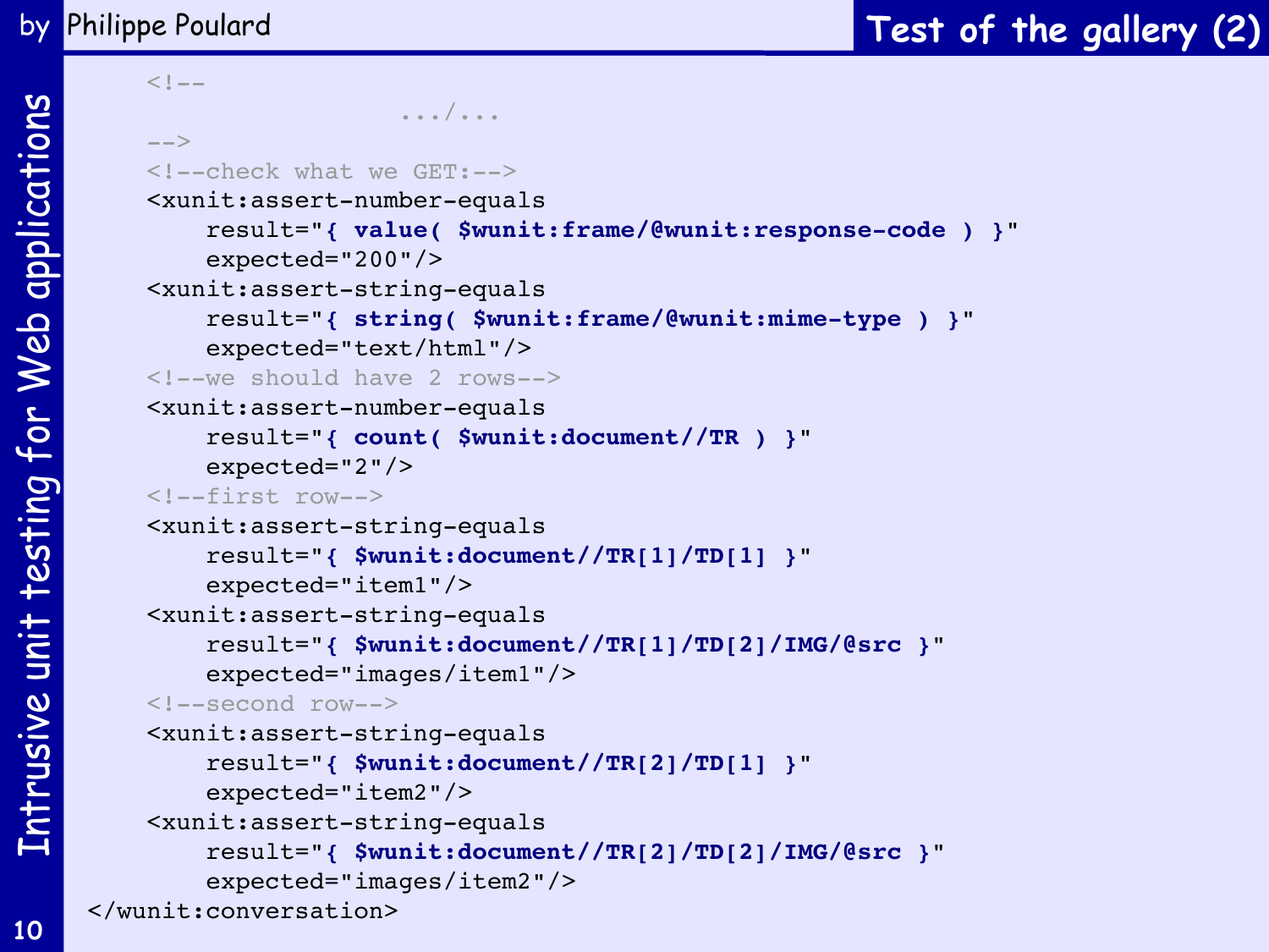# Test of the gallery (2)

```
    <!--
                     .../...
    -->
    <!--check what we GET:-->
    <xunit:assert-number-equals
        result="{ value( $wunit:frame/@wunit:response-code ) }"
        expected="200"/>
    <xunit:assert-string-equals
        result="{ string( $wunit:frame/@wunit:mime-type ) }"
        expected="text/html"/>
    <!--we should have 2 rows-->
    <xunit:assert-number-equals
        result="{ count( $wunit:document//TR ) }"
        expected="2"/>
    <!--first row-->
    <xunit:assert-string-equals
        result="{ $wunit:document//TR[1]/TD[1] }"
        expected="item1"/>
    <xunit:assert-string-equals
        result="{ $wunit:document//TR[1]/TD[2]/IMG/@src }"
        expected="images/item1"/>
    <!--second row-->
    <xunit:assert-string-equals
        result="{ $wunit:document//TR[2]/TD[1] }"
        expected="item2"/>
    <xunit:assert-string-equals
        result="{ $wunit:document//TR[2]/TD[2]/IMG/@src }"
        expected="images/item2"/>
</wunit:conversation>
```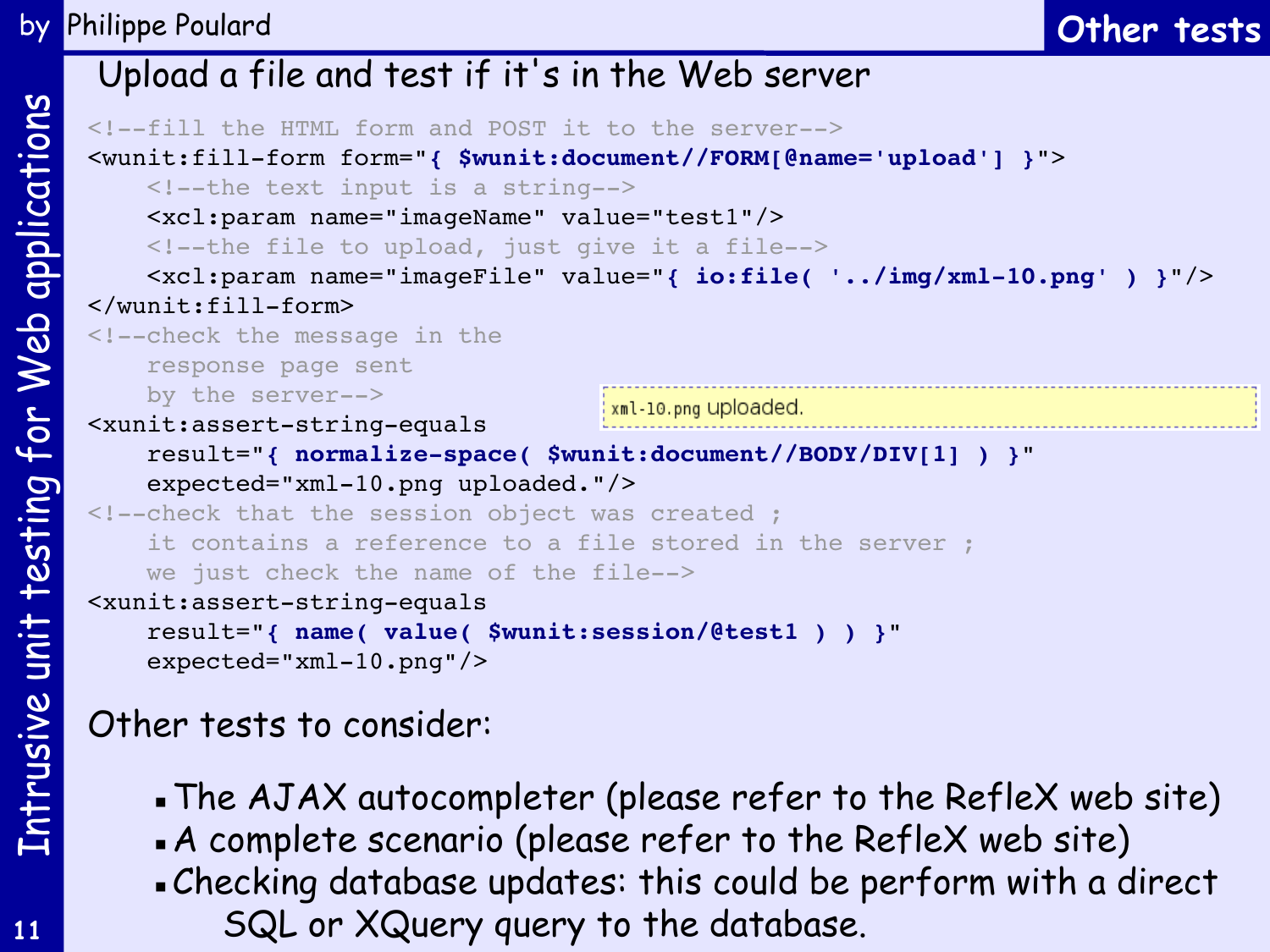# Other tests

## Upload a file and test if it's in the Web server

```
<!--fill the HTML form and POST it to the server-->
<wunit:fill-form form="{ $wunit:document//FORM[@name='upload'] }">
    <!--the text input is a string-->
    <xcl:param name="imageName" value="test1"/>
    <!--the file to upload, just give it a file-->
    <xcl:param name="imageFile" value="{ io:file( '../img/xml-10.png' ) }"/>
</wunit:fill-form>
<!--check the message in the
    response page sent
    by the server-->
<xunit:assert-string-equals
    result="{ normalize-space( $wunit:document//BODY/DIV[1] ) }"
    expected="xml-10.png uploaded."/>
<!--check that the session object was created ;
    it contains a reference to a file stored in the server ;
    we just check the name of the file-->
<xunit:assert-string-equals
    result="{ name( value( $wunit:session/@test1 ) ) }"
    expected="xml-10.png"/>
```

xml-10.png uploaded.

Other tests to consider:

- The AJAX autocompleter (please refer to the RefleX web site)
- A complete scenario (please refer to the RefleX web site)
- Checking database updates: this could be perform with a direct SQL or XQuery query to the database.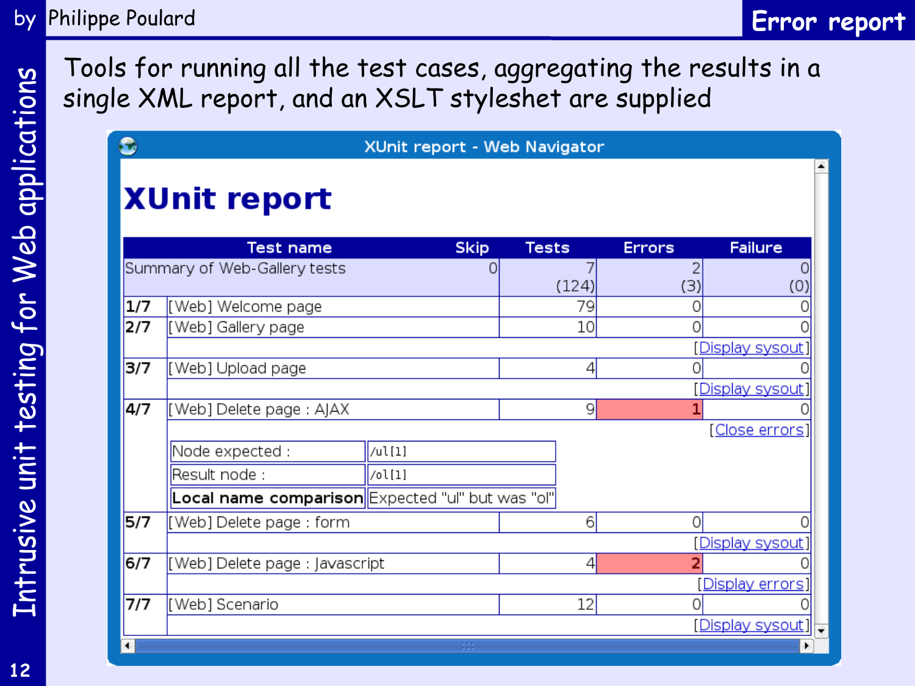# Error report

Tools for running all the test cases, aggregating the results in a single XML report, and an XSLT styleshet are supplied

XUnit report - Web Navigator

## XUnit report

| | Test name | Skip | Tests | Errors | Failure |
|---|---|---|---|---|---|
| Summary of Web-Gallery tests | | 0 | 7 (124) | 2 (3) | 0 (0) |
| 1/7 | [Web] Welcome page | | 79 | 0 | 0 |
| 2/7 | [Web] Gallery page | | 10 | 0 | 0 |
| | [Display sysout] | | | | |
| 3/7 | [Web] Upload page | | 4 | 0 | 0 |
| | [Display sysout] | | | | |
| 4/7 | [Web] Delete page : AJAX | | 9 | 1 | 0 |
| | [Close errors] | | | | |
| 5/7 | [Web] Delete page : form | | 6 | 0 | 0 |
| | [Display sysout] | | | | |
| 6/7 | [Web] Delete page : Javascript | | 4 | 2 | 0 |
| | [Display errors] | | | | |
| 7/7 | [Web] Scenario | | 12 | 0 | 0 |
| | [Display sysout] | | | | |

| | |
|---|---|
| Node expected : | `/ul[1]` |
| Result node : | `/ol[1]` |
| **Local name comparison** | Expected "ul" but was "ol" |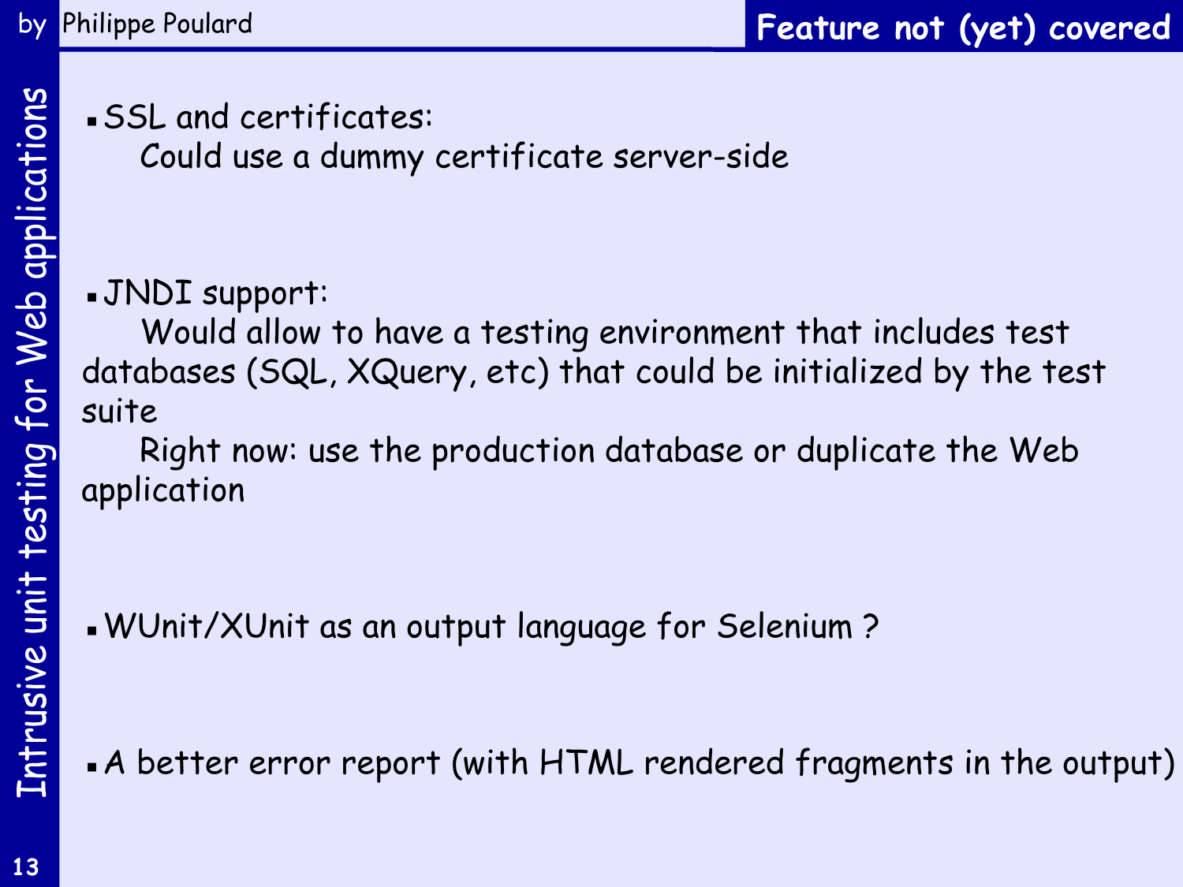## Feature not (yet) covered

- SSL and certificates:
  Could use a dummy certificate server-side

- JNDI support:
  Would allow to have a testing environment that includes test databases (SQL, XQuery, etc) that could be initialized by the test suite
  Right now: use the production database or duplicate the Web application

- WUnit/XUnit as an output language for Selenium ?

- A better error report (with HTML rendered fragments in the output)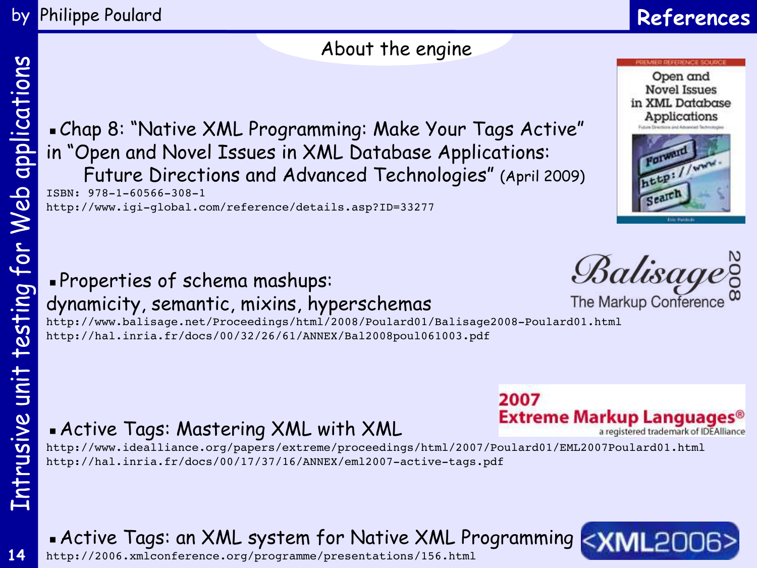## References

### About the engine

- Chap 8: "Native XML Programming: Make Your Tags Active" in "Open and Novel Issues in XML Database Applications: Future Directions and Advanced Technologies" (April 2009)
  ISBN: 978-1-60566-308-1
  http://www.igi-global.com/reference/details.asp?ID=33277

- Properties of schema mashups: dynamicity, semantic, mixins, hyperschemas
  http://www.balisage.net/Proceedings/html/2008/Poulard01/Balisage2008-Poulard01.html
  http://hal.inria.fr/docs/00/32/26/61/ANNEX/Bal2008poul061003.pdf

- Active Tags: Mastering XML with XML
  http://www.idealliance.org/papers/extreme/proceedings/html/2007/Poulard01/EML2007Poulard01.html
  http://hal.inria.fr/docs/00/17/37/16/ANNEX/eml2007-active-tags.pdf

- Active Tags: an XML system for Native XML Programming
  http://2006.xmlconference.org/programme/presentations/156.html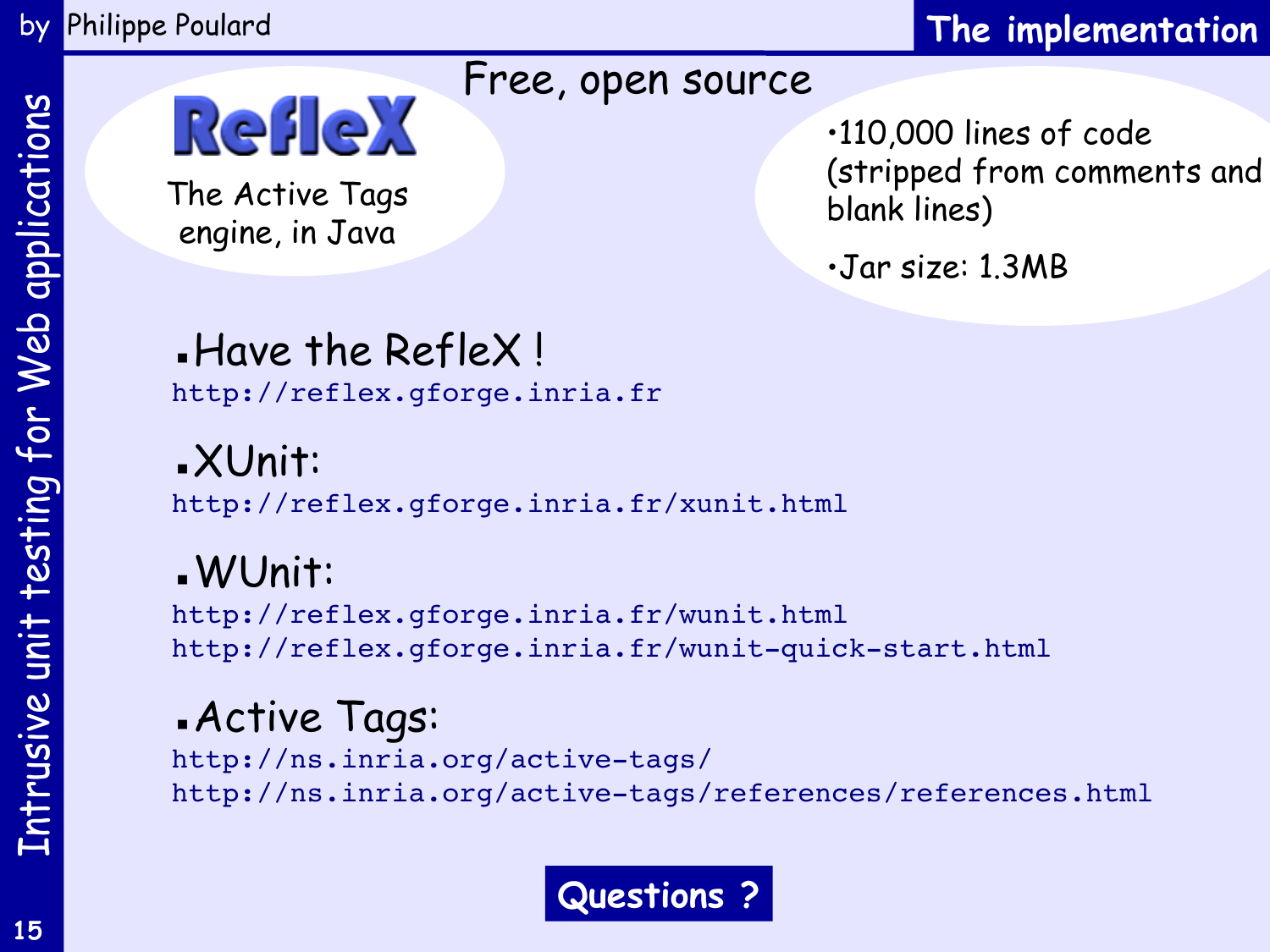# The implementation

Free, open source

**RefleX**

The Active Tags engine, in Java

- 110,000 lines of code (stripped from comments and blank lines)
- Jar size: 1.3MB

- Have the RefleX !
  http://reflex.gforge.inria.fr
- XUnit:
  http://reflex.gforge.inria.fr/xunit.html
- WUnit:
  http://reflex.gforge.inria.fr/wunit.html
  http://reflex.gforge.inria.fr/wunit-quick-start.html
- Active Tags:
  http://ns.inria.org/active-tags/
  http://ns.inria.org/active-tags/references/references.html

**Questions ?**